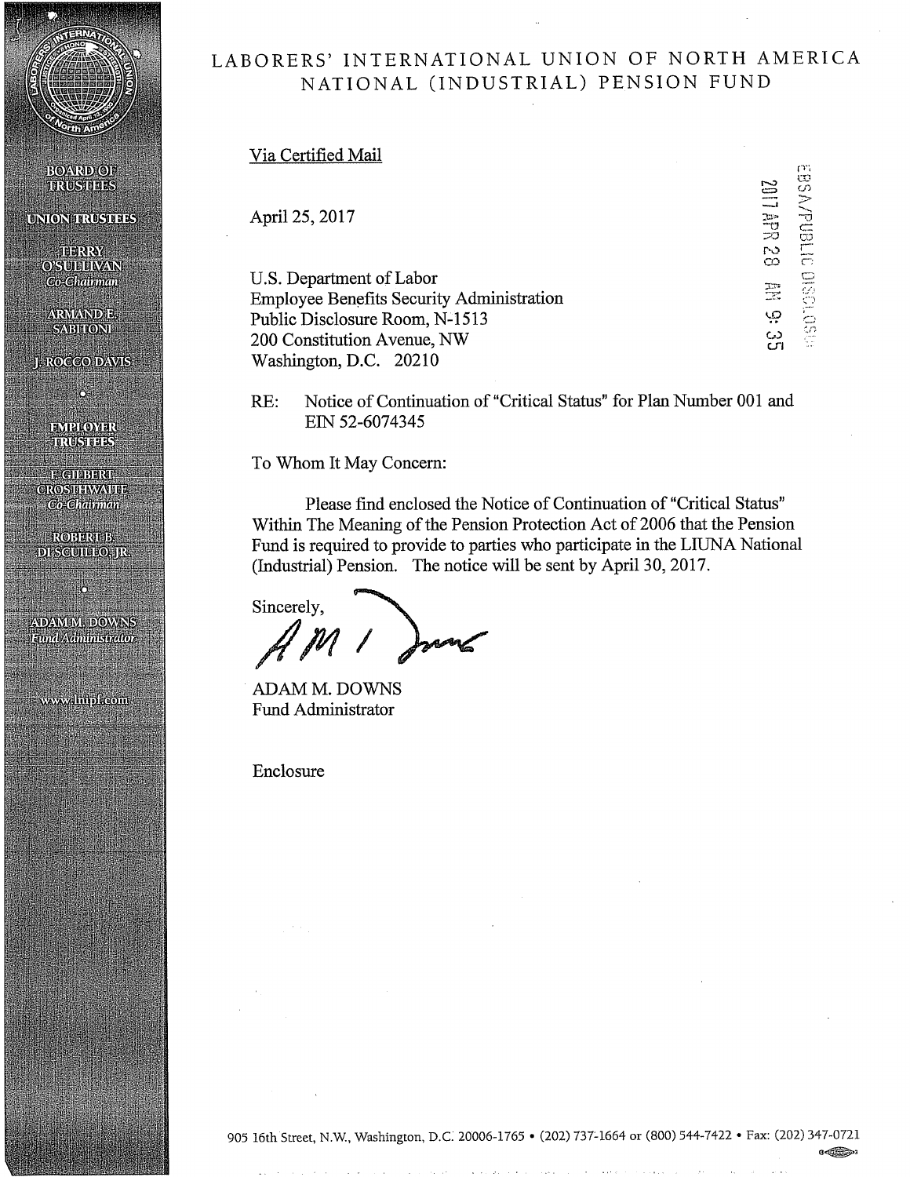# LABORERS' INTERNATIONAL UNION OF NORTH AMERICA
## NATIONAL (INDUSTRIAL) PENSION FUND

BOARD OF TRUSTEES

UNION TRUSTEES

TERRY O'SULLIVAN
*Co-Chairman*

ARMAND E. SABITONI

J. ROCCO DAVIS

EMPLOYER TRUSTEES

F. GILBERT CROSTHWAITE
*Co-Chairman*

ROBERT B. DI SCUILLO JR.

ADAM M. DOWNS
*Fund Administrator*

www.lnipf.com

Via Certified Mail

EBSA/PUBLIC DISCLOSURE
2017 APR 28 AM 9:35

April 25, 2017

U.S. Department of Labor
Employee Benefits Security Administration
Public Disclosure Room, N-1513
200 Constitution Avenue, NW
Washington, D.C. 20210

RE: Notice of Continuation of "Critical Status" for Plan Number 001 and EIN 52-6074345

To Whom It May Concern:

Please find enclosed the Notice of Continuation of "Critical Status" Within The Meaning of the Pension Protection Act of 2006 that the Pension Fund is required to provide to parties who participate in the LIUNA National (Industrial) Pension. The notice will be sent by April 30, 2017.

Sincerely,

ADAM M. DOWNS
Fund Administrator

Enclosure

905 16th Street, N.W., Washington, D.C. 20006-1765 • (202) 737-1664 or (800) 544-7422 • Fax: (202) 347-0721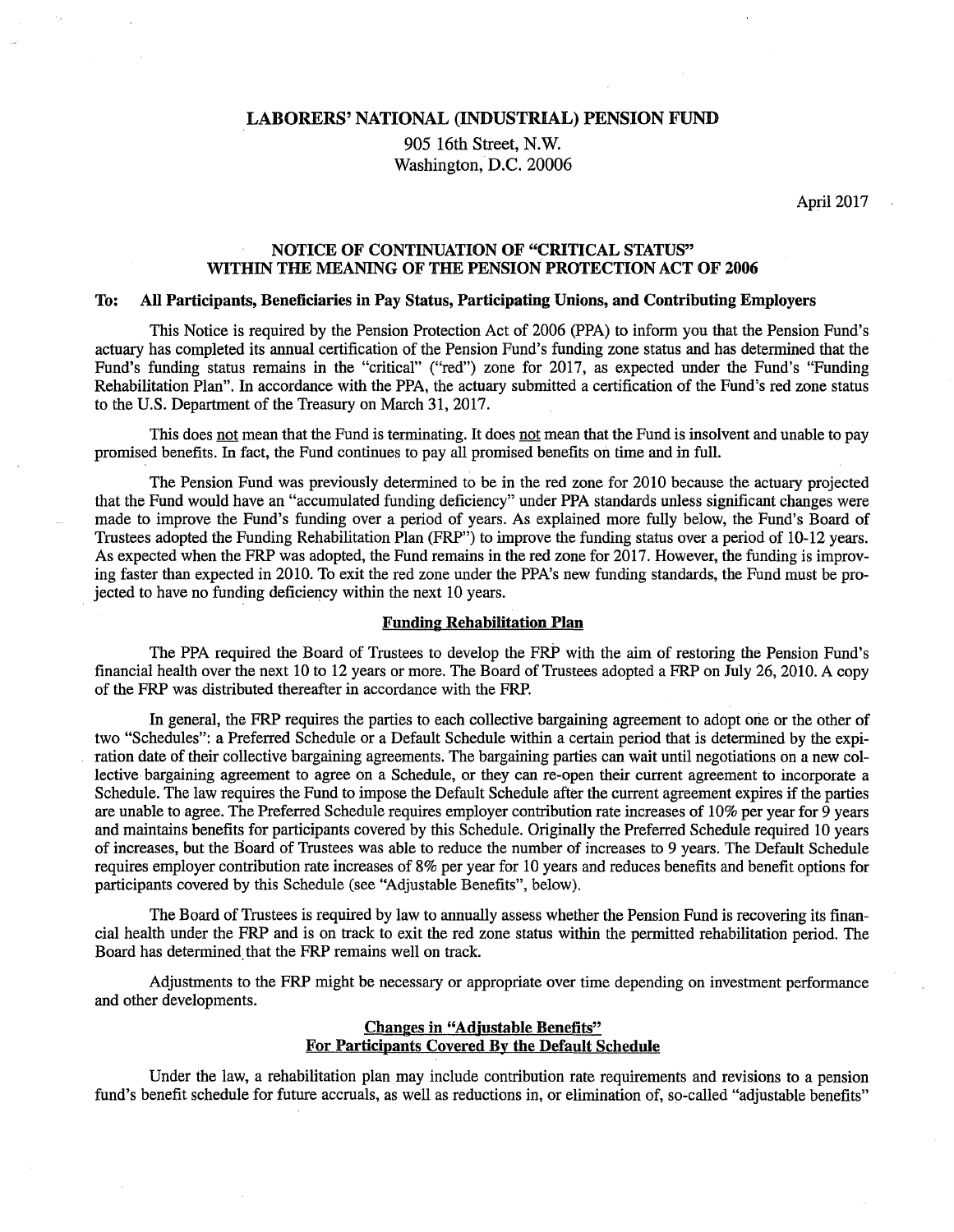# LABORERS' NATIONAL (INDUSTRIAL) PENSION FUND

905 16th Street, N.W.
Washington, D.C. 20006

April 2017

## NOTICE OF CONTINUATION OF "CRITICAL STATUS" WITHIN THE MEANING OF THE PENSION PROTECTION ACT OF 2006

**To: All Participants, Beneficiaries in Pay Status, Participating Unions, and Contributing Employers**

This Notice is required by the Pension Protection Act of 2006 (PPA) to inform you that the Pension Fund's actuary has completed its annual certification of the Pension Fund's funding zone status and has determined that the Fund's funding status remains in the "critical" ("red") zone for 2017, as expected under the Fund's "Funding Rehabilitation Plan". In accordance with the PPA, the actuary submitted a certification of the Fund's red zone status to the U.S. Department of the Treasury on March 31, 2017.

This does not mean that the Fund is terminating. It does not mean that the Fund is insolvent and unable to pay promised benefits. In fact, the Fund continues to pay all promised benefits on time and in full.

The Pension Fund was previously determined to be in the red zone for 2010 because the actuary projected that the Fund would have an "accumulated funding deficiency" under PPA standards unless significant changes were made to improve the Fund's funding over a period of years. As explained more fully below, the Fund's Board of Trustees adopted the Funding Rehabilitation Plan (FRP") to improve the funding status over a period of 10-12 years. As expected when the FRP was adopted, the Fund remains in the red zone for 2017. However, the funding is improving faster than expected in 2010. To exit the red zone under the PPA's new funding standards, the Fund must be projected to have no funding deficiency within the next 10 years.

### Funding Rehabilitation Plan

The PPA required the Board of Trustees to develop the FRP with the aim of restoring the Pension Fund's financial health over the next 10 to 12 years or more. The Board of Trustees adopted a FRP on July 26, 2010. A copy of the FRP was distributed thereafter in accordance with the FRP.

In general, the FRP requires the parties to each collective bargaining agreement to adopt one or the other of two "Schedules": a Preferred Schedule or a Default Schedule within a certain period that is determined by the expiration date of their collective bargaining agreements. The bargaining parties can wait until negotiations on a new collective bargaining agreement to agree on a Schedule, or they can re-open their current agreement to incorporate a Schedule. The law requires the Fund to impose the Default Schedule after the current agreement expires if the parties are unable to agree. The Preferred Schedule requires employer contribution rate increases of 10% per year for 9 years and maintains benefits for participants covered by this Schedule. Originally the Preferred Schedule required 10 years of increases, but the Board of Trustees was able to reduce the number of increases to 9 years. The Default Schedule requires employer contribution rate increases of 8% per year for 10 years and reduces benefits and benefit options for participants covered by this Schedule (see "Adjustable Benefits", below).

The Board of Trustees is required by law to annually assess whether the Pension Fund is recovering its financial health under the FRP and is on track to exit the red zone status within the permitted rehabilitation period. The Board has determined that the FRP remains well on track.

Adjustments to the FRP might be necessary or appropriate over time depending on investment performance and other developments.

### Changes in "Adjustable Benefits" For Participants Covered By the Default Schedule

Under the law, a rehabilitation plan may include contribution rate requirements and revisions to a pension fund's benefit schedule for future accruals, as well as reductions in, or elimination of, so-called "adjustable benefits"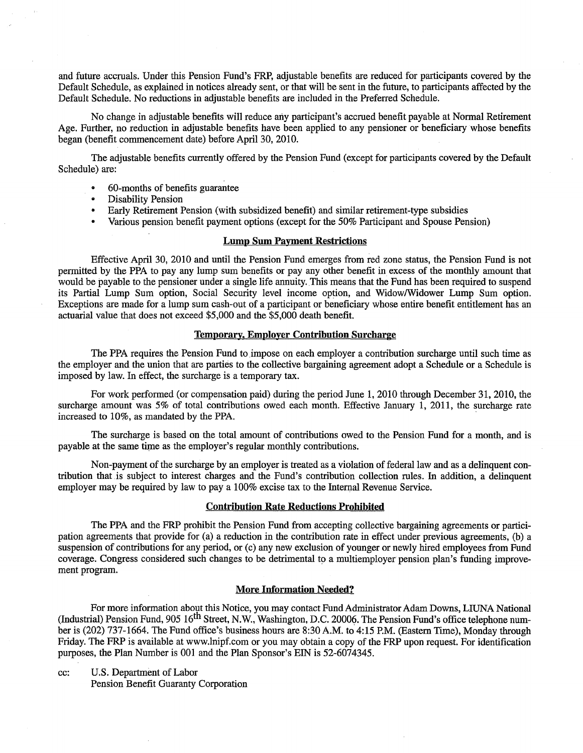and future accruals. Under this Pension Fund's FRP, adjustable benefits are reduced for participants covered by the Default Schedule, as explained in notices already sent, or that will be sent in the future, to participants affected by the Default Schedule. No reductions in adjustable benefits are included in the Preferred Schedule.

No change in adjustable benefits will reduce any participant's accrued benefit payable at Normal Retirement Age. Further, no reduction in adjustable benefits have been applied to any pensioner or beneficiary whose benefits began (benefit commencement date) before April 30, 2010.

The adjustable benefits currently offered by the Pension Fund (except for participants covered by the Default Schedule) are:

- 60-months of benefits guarantee
- Disability Pension
- Early Retirement Pension (with subsidized benefit) and similar retirement-type subsidies
- Various pension benefit payment options (except for the 50% Participant and Spouse Pension)

## Lump Sum Payment Restrictions

Effective April 30, 2010 and until the Pension Fund emerges from red zone status, the Pension Fund is not permitted by the PPA to pay any lump sum benefits or pay any other benefit in excess of the monthly amount that would be payable to the pensioner under a single life annuity. This means that the Fund has been required to suspend its Partial Lump Sum option, Social Security level income option, and Widow/Widower Lump Sum option. Exceptions are made for a lump sum cash-out of a participant or beneficiary whose entire benefit entitlement has an actuarial value that does not exceed $5,000 and the $5,000 death benefit.

## Temporary, Employer Contribution Surcharge

The PPA requires the Pension Fund to impose on each employer a contribution surcharge until such time as the employer and the union that are parties to the collective bargaining agreement adopt a Schedule or a Schedule is imposed by law. In effect, the surcharge is a temporary tax.

For work performed (or compensation paid) during the period June 1, 2010 through December 31, 2010, the surcharge amount was 5% of total contributions owed each month. Effective January 1, 2011, the surcharge rate increased to 10%, as mandated by the PPA.

The surcharge is based on the total amount of contributions owed to the Pension Fund for a month, and is payable at the same time as the employer's regular monthly contributions.

Non-payment of the surcharge by an employer is treated as a violation of federal law and as a delinquent contribution that is subject to interest charges and the Fund's contribution collection rules. In addition, a delinquent employer may be required by law to pay a 100% excise tax to the Internal Revenue Service.

## Contribution Rate Reductions Prohibited

The PPA and the FRP prohibit the Pension Fund from accepting collective bargaining agreements or participation agreements that provide for (a) a reduction in the contribution rate in effect under previous agreements, (b) a suspension of contributions for any period, or (c) any new exclusion of younger or newly hired employees from Fund coverage. Congress considered such changes to be detrimental to a multiemployer pension plan's funding improvement program.

## More Information Needed?

For more information about this Notice, you may contact Fund Administrator Adam Downs, LIUNA National (Industrial) Pension Fund, 905 16th Street, N.W., Washington, D.C. 20006. The Pension Fund's office telephone number is (202) 737-1664. The Fund office's business hours are 8:30 A.M. to 4:15 P.M. (Eastern Time), Monday through Friday. The FRP is available at www.lnipf.com or you may obtain a copy of the FRP upon request. For identification purposes, the Plan Number is 001 and the Plan Sponsor's EIN is 52-6074345.

cc: U.S. Department of Labor
Pension Benefit Guaranty Corporation